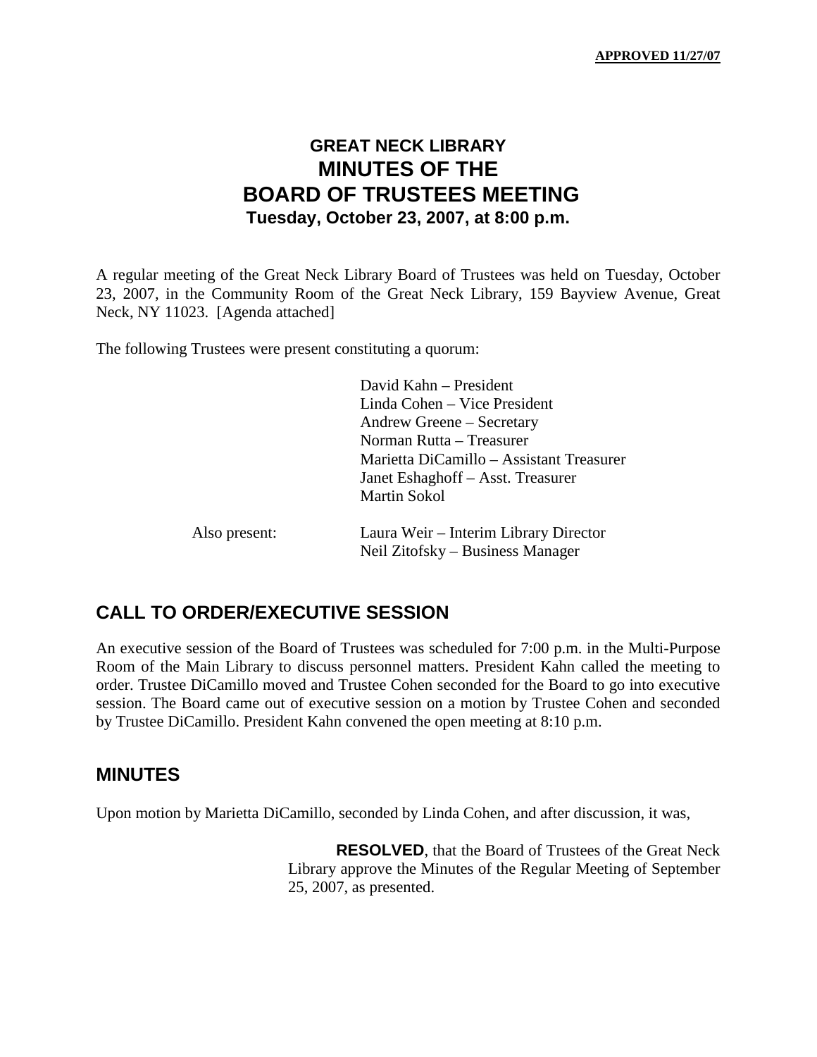**APPROVED 11/27/07**

# GREAT NECK LIBRARY
# MINUTES OF THE
# BOARD OF TRUSTEES MEETING
### Tuesday, October 23, 2007, at 8:00 p.m.

A regular meeting of the Great Neck Library Board of Trustees was held on Tuesday, October 23, 2007, in the Community Room of the Great Neck Library, 159 Bayview Avenue, Great Neck, NY 11023. [Agenda attached]

The following Trustees were present constituting a quorum:

David Kahn – President
Linda Cohen – Vice President
Andrew Greene – Secretary
Norman Rutta – Treasurer
Marietta DiCamillo – Assistant Treasurer
Janet Eshaghoff – Asst. Treasurer
Martin Sokol

Also present: Laura Weir – Interim Library Director
Neil Zitofsky – Business Manager

## CALL TO ORDER/EXECUTIVE SESSION

An executive session of the Board of Trustees was scheduled for 7:00 p.m. in the Multi-Purpose Room of the Main Library to discuss personnel matters. President Kahn called the meeting to order. Trustee DiCamillo moved and Trustee Cohen seconded for the Board to go into executive session. The Board came out of executive session on a motion by Trustee Cohen and seconded by Trustee DiCamillo. President Kahn convened the open meeting at 8:10 p.m.

## MINUTES

Upon motion by Marietta DiCamillo, seconded by Linda Cohen, and after discussion, it was,

> **RESOLVED**, that the Board of Trustees of the Great Neck Library approve the Minutes of the Regular Meeting of September 25, 2007, as presented.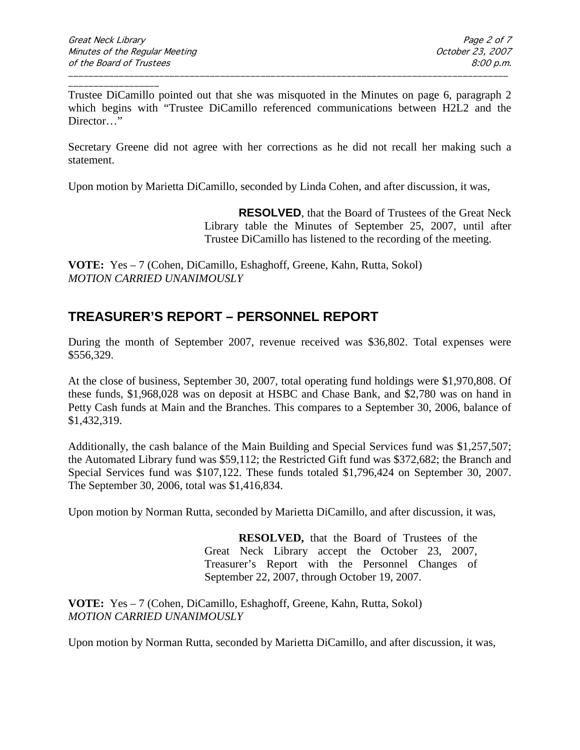Trustee DiCamillo pointed out that she was misquoted in the Minutes on page 6, paragraph 2 which begins with "Trustee DiCamillo referenced communications between H2L2 and the Director…"

Secretary Greene did not agree with her corrections as he did not recall her making such a statement.

Upon motion by Marietta DiCamillo, seconded by Linda Cohen, and after discussion, it was,

> **RESOLVED**, that the Board of Trustees of the Great Neck Library table the Minutes of September 25, 2007, until after Trustee DiCamillo has listened to the recording of the meeting.

**VOTE:** Yes – 7 (Cohen, DiCamillo, Eshaghoff, Greene, Kahn, Rutta, Sokol)
*MOTION CARRIED UNANIMOUSLY*

## TREASURER'S REPORT – PERSONNEL REPORT

During the month of September 2007, revenue received was $36,802. Total expenses were $556,329.

At the close of business, September 30, 2007, total operating fund holdings were $1,970,808. Of these funds, $1,968,028 was on deposit at HSBC and Chase Bank, and $2,780 was on hand in Petty Cash funds at Main and the Branches. This compares to a September 30, 2006, balance of $1,432,319.

Additionally, the cash balance of the Main Building and Special Services fund was $1,257,507; the Automated Library fund was $59,112; the Restricted Gift fund was $372,682; the Branch and Special Services fund was $107,122. These funds totaled $1,796,424 on September 30, 2007. The September 30, 2006, total was $1,416,834.

Upon motion by Norman Rutta, seconded by Marietta DiCamillo, and after discussion, it was,

> **RESOLVED,** that the Board of Trustees of the Great Neck Library accept the October 23, 2007, Treasurer's Report with the Personnel Changes of September 22, 2007, through October 19, 2007.

**VOTE:** Yes – 7 (Cohen, DiCamillo, Eshaghoff, Greene, Kahn, Rutta, Sokol)
*MOTION CARRIED UNANIMOUSLY*

Upon motion by Norman Rutta, seconded by Marietta DiCamillo, and after discussion, it was,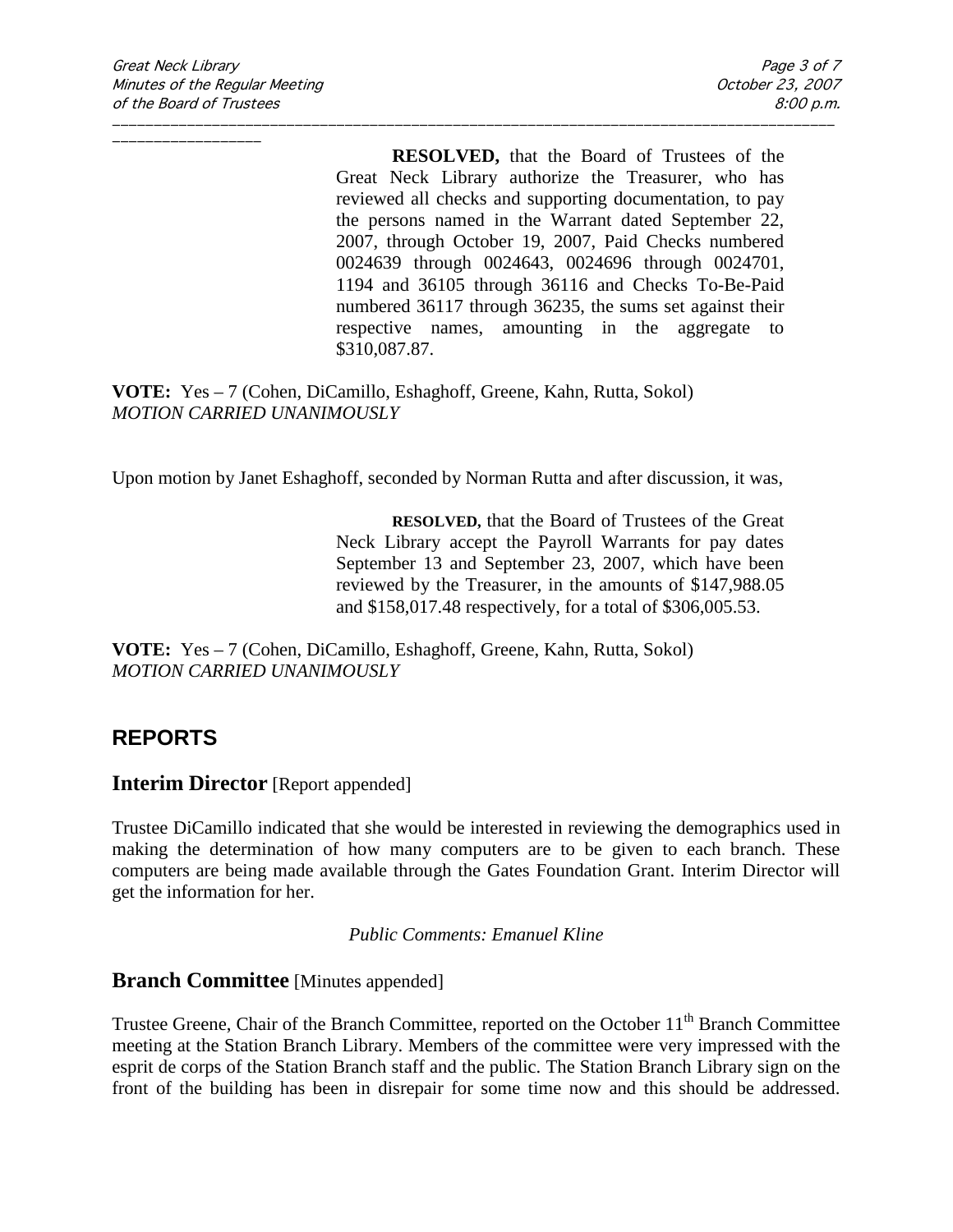**RESOLVED,** that the Board of Trustees of the Great Neck Library authorize the Treasurer, who has reviewed all checks and supporting documentation, to pay the persons named in the Warrant dated September 22, 2007, through October 19, 2007, Paid Checks numbered 0024639 through 0024643, 0024696 through 0024701, 1194 and 36105 through 36116 and Checks To-Be-Paid numbered 36117 through 36235, the sums set against their respective names, amounting in the aggregate to $310,087.87.

**VOTE:** Yes – 7 (Cohen, DiCamillo, Eshaghoff, Greene, Kahn, Rutta, Sokol)
*MOTION CARRIED UNANIMOUSLY*

Upon motion by Janet Eshaghoff, seconded by Norman Rutta and after discussion, it was,

**RESOLVED,** that the Board of Trustees of the Great Neck Library accept the Payroll Warrants for pay dates September 13 and September 23, 2007, which have been reviewed by the Treasurer, in the amounts of $147,988.05 and $158,017.48 respectively, for a total of $306,005.53.

**VOTE:** Yes – 7 (Cohen, DiCamillo, Eshaghoff, Greene, Kahn, Rutta, Sokol)
*MOTION CARRIED UNANIMOUSLY*

## REPORTS

### Interim Director [Report appended]

Trustee DiCamillo indicated that she would be interested in reviewing the demographics used in making the determination of how many computers are to be given to each branch. These computers are being made available through the Gates Foundation Grant. Interim Director will get the information for her.

*Public Comments: Emanuel Kline*

### Branch Committee [Minutes appended]

Trustee Greene, Chair of the Branch Committee, reported on the October 11th Branch Committee meeting at the Station Branch Library. Members of the committee were very impressed with the esprit de corps of the Station Branch staff and the public. The Station Branch Library sign on the front of the building has been in disrepair for some time now and this should be addressed.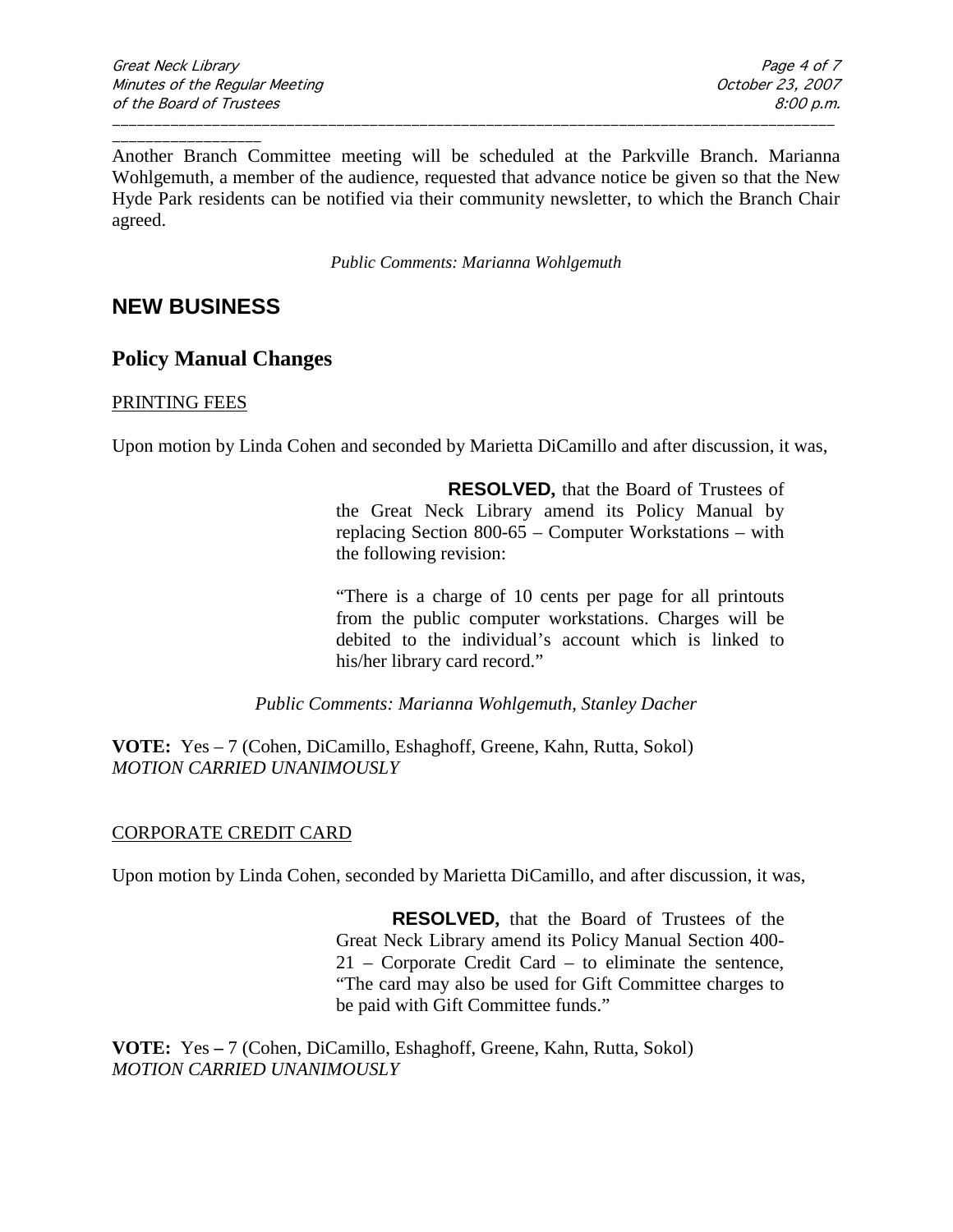Another Branch Committee meeting will be scheduled at the Parkville Branch. Marianna Wohlgemuth, a member of the audience, requested that advance notice be given so that the New Hyde Park residents can be notified via their community newsletter, to which the Branch Chair agreed.

*Public Comments: Marianna Wohlgemuth*

## NEW BUSINESS

## Policy Manual Changes

PRINTING FEES

Upon motion by Linda Cohen and seconded by Marietta DiCamillo and after discussion, it was,

> **RESOLVED,** that the Board of Trustees of the Great Neck Library amend its Policy Manual by replacing Section 800-65 – Computer Workstations – with the following revision:
>
> "There is a charge of 10 cents per page for all printouts from the public computer workstations. Charges will be debited to the individual's account which is linked to his/her library card record."

*Public Comments: Marianna Wohlgemuth, Stanley Dacher*

**VOTE:** Yes – 7 (Cohen, DiCamillo, Eshaghoff, Greene, Kahn, Rutta, Sokol)
*MOTION CARRIED UNANIMOUSLY*

CORPORATE CREDIT CARD

Upon motion by Linda Cohen, seconded by Marietta DiCamillo, and after discussion, it was,

> **RESOLVED,** that the Board of Trustees of the Great Neck Library amend its Policy Manual Section 400-21 – Corporate Credit Card – to eliminate the sentence, "The card may also be used for Gift Committee charges to be paid with Gift Committee funds."

**VOTE:** Yes **–** 7 (Cohen, DiCamillo, Eshaghoff, Greene, Kahn, Rutta, Sokol)
*MOTION CARRIED UNANIMOUSLY*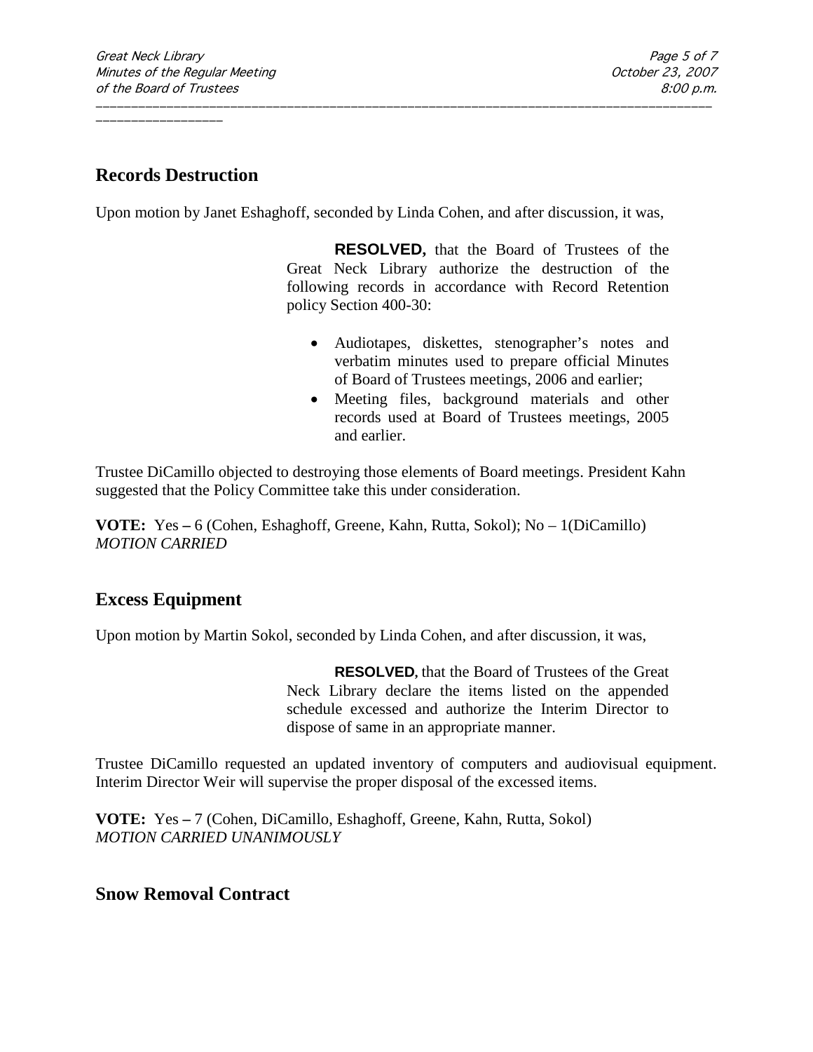## Records Destruction

Upon motion by Janet Eshaghoff, seconded by Linda Cohen, and after discussion, it was,

> **RESOLVED,** that the Board of Trustees of the Great Neck Library authorize the destruction of the following records in accordance with Record Retention policy Section 400-30:
>
> - Audiotapes, diskettes, stenographer's notes and verbatim minutes used to prepare official Minutes of Board of Trustees meetings, 2006 and earlier;
> - Meeting files, background materials and other records used at Board of Trustees meetings, 2005 and earlier.

Trustee DiCamillo objected to destroying those elements of Board meetings. President Kahn suggested that the Policy Committee take this under consideration.

**VOTE:** Yes – 6 (Cohen, Eshaghoff, Greene, Kahn, Rutta, Sokol); No – 1(DiCamillo)
*MOTION CARRIED*

## Excess Equipment

Upon motion by Martin Sokol, seconded by Linda Cohen, and after discussion, it was,

> **RESOLVED**, that the Board of Trustees of the Great Neck Library declare the items listed on the appended schedule excessed and authorize the Interim Director to dispose of same in an appropriate manner.

Trustee DiCamillo requested an updated inventory of computers and audiovisual equipment. Interim Director Weir will supervise the proper disposal of the excessed items.

**VOTE:** Yes – 7 (Cohen, DiCamillo, Eshaghoff, Greene, Kahn, Rutta, Sokol)
*MOTION CARRIED UNANIMOUSLY*

## Snow Removal Contract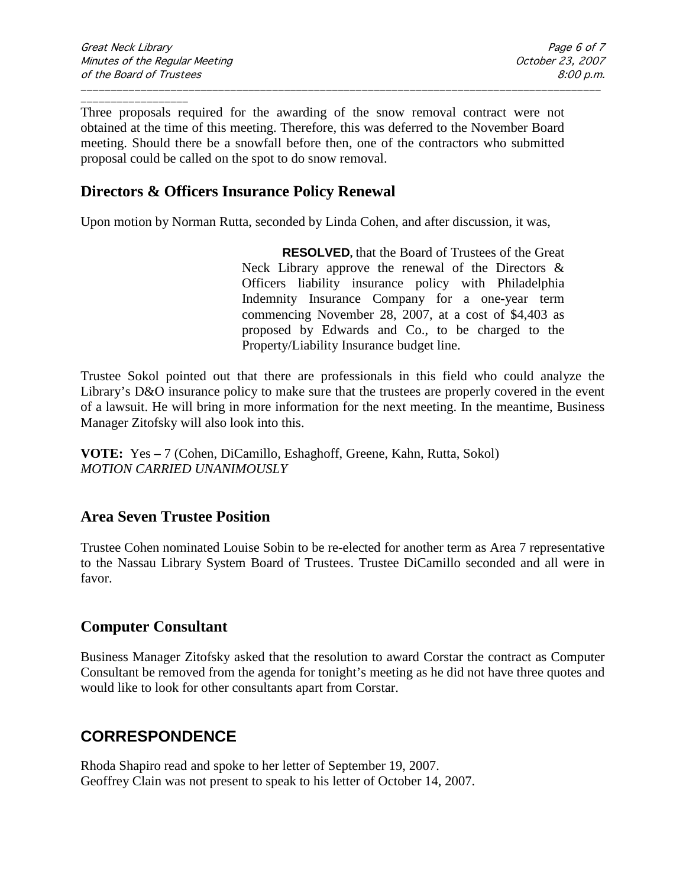Three proposals required for the awarding of the snow removal contract were not obtained at the time of this meeting. Therefore, this was deferred to the November Board meeting. Should there be a snowfall before then, one of the contractors who submitted proposal could be called on the spot to do snow removal.

## Directors & Officers Insurance Policy Renewal

Upon motion by Norman Rutta, seconded by Linda Cohen, and after discussion, it was,

> **RESOLVED**, that the Board of Trustees of the Great Neck Library approve the renewal of the Directors & Officers liability insurance policy with Philadelphia Indemnity Insurance Company for a one-year term commencing November 28, 2007, at a cost of $4,403 as proposed by Edwards and Co., to be charged to the Property/Liability Insurance budget line.

Trustee Sokol pointed out that there are professionals in this field who could analyze the Library's D&O insurance policy to make sure that the trustees are properly covered in the event of a lawsuit. He will bring in more information for the next meeting. In the meantime, Business Manager Zitofsky will also look into this.

**VOTE:** Yes – 7 (Cohen, DiCamillo, Eshaghoff, Greene, Kahn, Rutta, Sokol)
*MOTION CARRIED UNANIMOUSLY*

## Area Seven Trustee Position

Trustee Cohen nominated Louise Sobin to be re-elected for another term as Area 7 representative to the Nassau Library System Board of Trustees. Trustee DiCamillo seconded and all were in favor.

## Computer Consultant

Business Manager Zitofsky asked that the resolution to award Corstar the contract as Computer Consultant be removed from the agenda for tonight's meeting as he did not have three quotes and would like to look for other consultants apart from Corstar.

# CORRESPONDENCE

Rhoda Shapiro read and spoke to her letter of September 19, 2007.
Geoffrey Clain was not present to speak to his letter of October 14, 2007.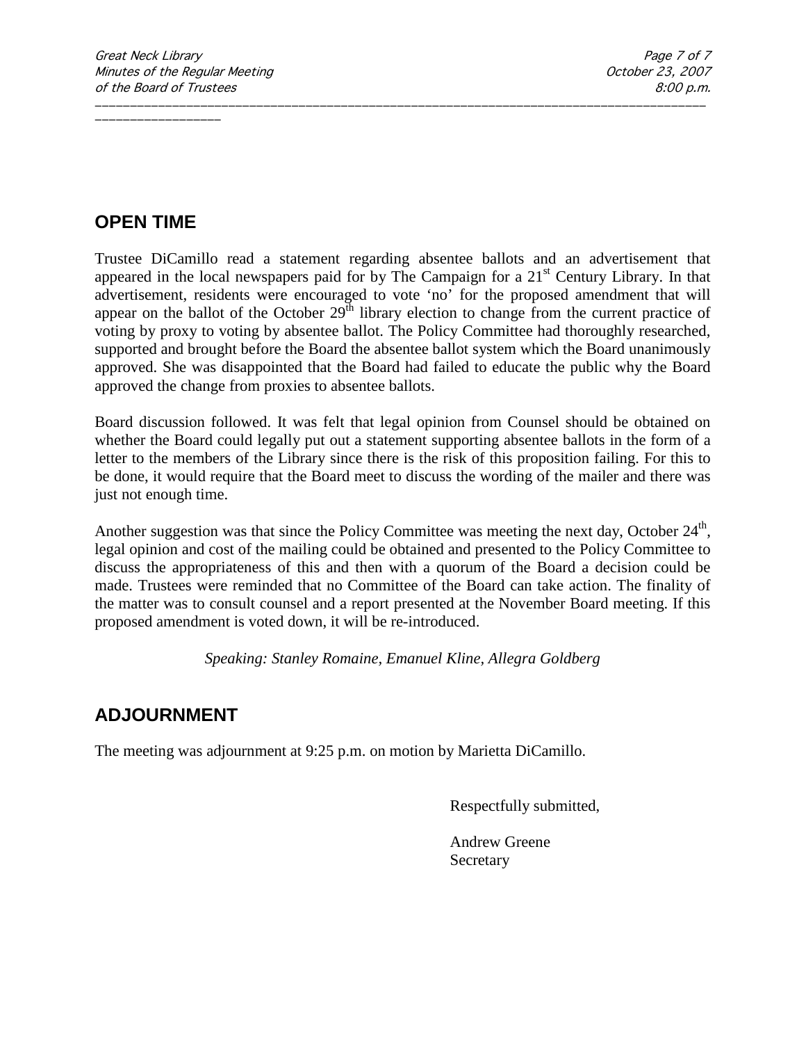## OPEN TIME

Trustee DiCamillo read a statement regarding absentee ballots and an advertisement that appeared in the local newspapers paid for by The Campaign for a 21st Century Library. In that advertisement, residents were encouraged to vote 'no' for the proposed amendment that will appear on the ballot of the October 29th library election to change from the current practice of voting by proxy to voting by absentee ballot. The Policy Committee had thoroughly researched, supported and brought before the Board the absentee ballot system which the Board unanimously approved. She was disappointed that the Board had failed to educate the public why the Board approved the change from proxies to absentee ballots.

Board discussion followed. It was felt that legal opinion from Counsel should be obtained on whether the Board could legally put out a statement supporting absentee ballots in the form of a letter to the members of the Library since there is the risk of this proposition failing. For this to be done, it would require that the Board meet to discuss the wording of the mailer and there was just not enough time.

Another suggestion was that since the Policy Committee was meeting the next day, October 24th, legal opinion and cost of the mailing could be obtained and presented to the Policy Committee to discuss the appropriateness of this and then with a quorum of the Board a decision could be made. Trustees were reminded that no Committee of the Board can take action. The finality of the matter was to consult counsel and a report presented at the November Board meeting. If this proposed amendment is voted down, it will be re-introduced.

*Speaking: Stanley Romaine, Emanuel Kline, Allegra Goldberg*

## ADJOURNMENT

The meeting was adjournment at 9:25 p.m. on motion by Marietta DiCamillo.

Respectfully submitted,

Andrew Greene
Secretary